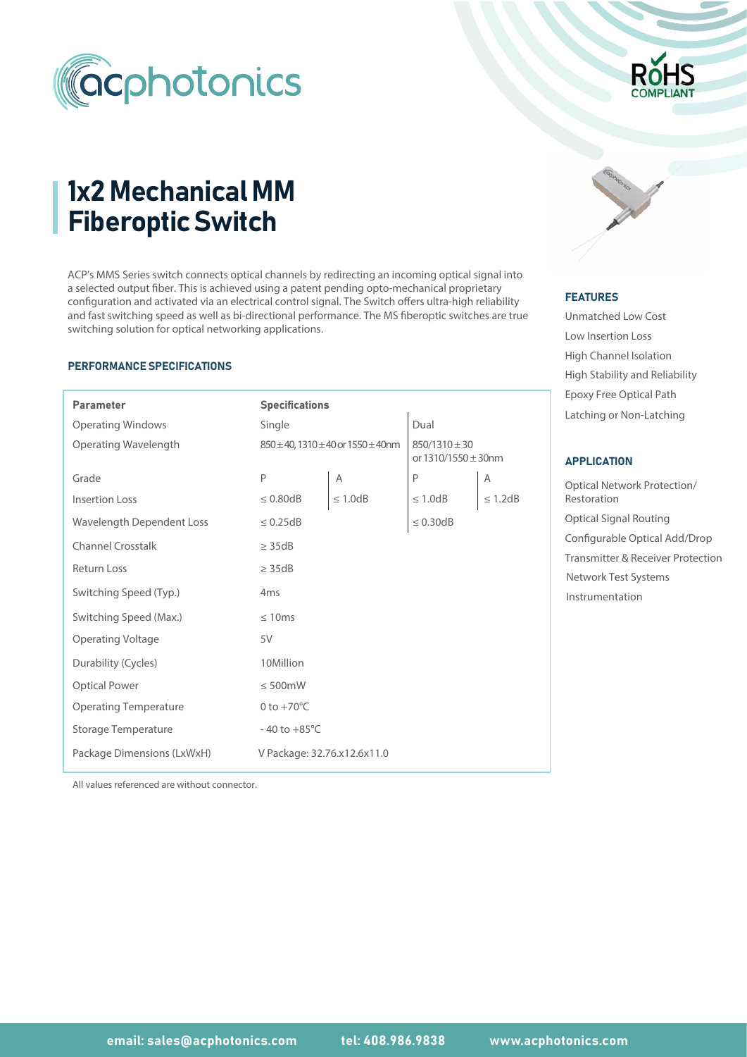# 1x2 Mechanical MM Fiberoptic Switch

ACP's MMS Series switch connects optical channels by redirecting an incoming optical signal into a selected output fiber. This is achieved using a patent pending opto-mechanical proprietary configuration and activated via an electrical control signal. The Switch offers ultra-high reliability and fast switching speed as well as bi-directional performance. The MS fiberoptic switches are true switching solution for optical networking applications.

### PERFORMANCE SPECIFICATIONS

| Parameter | Specifications | | | |
|---|---|---|---|---|
| Operating Windows | Single | | Dual | |
| Operating Wavelength | 850±40, 1310±40 or 1550±40nm | | 850/1310±30 or 1310/1550±30nm | |
| Grade | P | A | P | A |
| Insertion Loss | ≤ 0.80dB | ≤ 1.0dB | ≤ 1.0dB | ≤ 1.2dB |
| Wavelength Dependent Loss | ≤ 0.25dB | | ≤ 0.30dB | |
| Channel Crosstalk | ≥ 35dB | | | |
| Return Loss | ≥ 35dB | | | |
| Switching Speed (Typ.) | 4ms | | | |
| Switching Speed (Max.) | ≤ 10ms | | | |
| Operating Voltage | 5V | | | |
| Durability (Cycles) | 10Million | | | |
| Optical Power | ≤ 500mW | | | |
| Operating Temperature | 0 to +70°C | | | |
| Storage Temperature | - 40 to +85°C | | | |
| Package Dimensions (LxWxH) | V Package: 32.76x12.6x11.0 | | | |

All values referenced are without connector.

### FEATURES

- Unmatched Low Cost
- Low Insertion Loss
- High Channel Isolation
- High Stability and Reliability
- Epoxy Free Optical Path
- Latching or Non-Latching

### APPLICATION

- Optical Network Protection/ Restoration
- Optical Signal Routing
- Configurable Optical Add/Drop
- Transmitter & Receiver Protection
- Network Test Systems
- Instrumentation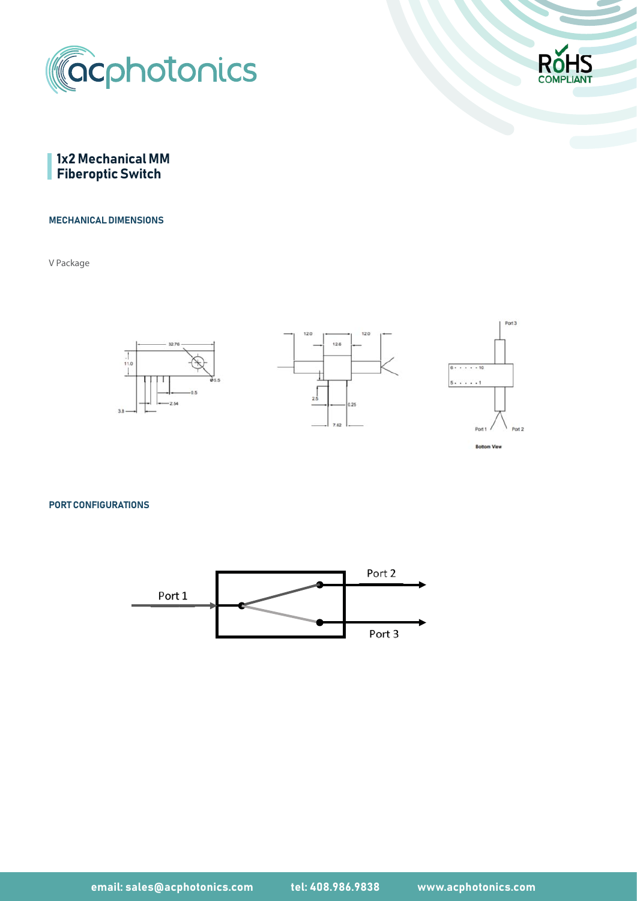# 1x2 Mechanical MM Fiberoptic Switch

## MECHANICAL DIMENSIONS

V Package

## PORT CONFIGURATIONS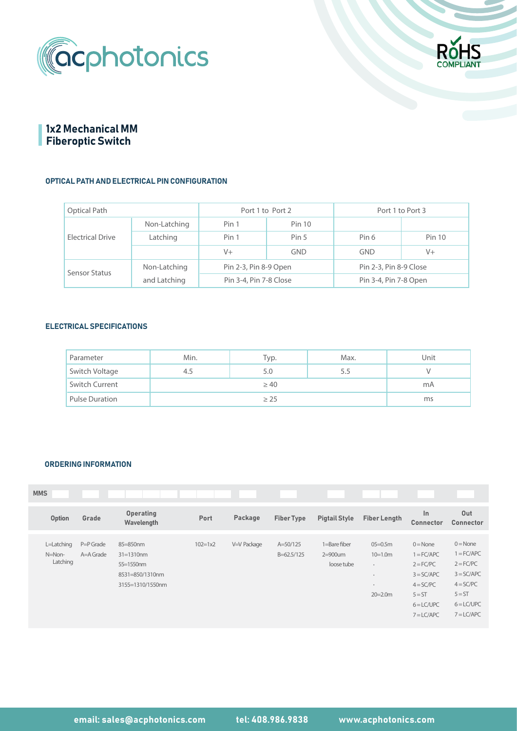## 1x2 Mechanical MM Fiberoptic Switch

### OPTICAL PATH AND ELECTRICAL PIN CONFIGURATION

| Optical Path | | Port 1 to Port 2 | | Port 1 to Port 3 | |
|---|---|---|---|---|---|
| Electrical Drive | Non-Latching | Pin 1 | Pin 10 | | |
| | Latching | Pin 1 | Pin 5 | Pin 6 | Pin 10 |
| | | V+ | GND | GND | V+ |
| Sensor Status | Non-Latching | Pin 2-3, Pin 8-9 Open | | Pin 2-3, Pin 8-9 Close | |
| | and Latching | Pin 3-4, Pin 7-8 Close | | Pin 3-4, Pin 7-8 Open | |

### ELECTRICAL SPECIFICATIONS

| Parameter | Min. | Typ. | Max. | Unit |
|---|---|---|---|---|
| Switch Voltage | 4.5 | 5.0 | 5.5 | V |
| Switch Current | | ≥ 40 | | mA |
| Pulse Duration | | ≥ 25 | | ms |

### ORDERING INFORMATION

MMS

| Option | Grade | Operating Wavelength | Port | Package | Fiber Type | Pigtail Style | Fiber Length | In Connector | Out Connector |
|---|---|---|---|---|---|---|---|---|---|
| L=Latching<br>N=Non-Latching | P=P Grade<br>A=A Grade | 85=850nm<br>31=1310nm<br>55=1550nm<br>8531=850/1310nm<br>3155=1310/1550nm | 102=1x2 | V=V Package | A=50/125<br>B=62.5/125 | 1=Bare fiber<br>2=900um loose tube | 05=0.5m<br>10=1.0m<br>·<br>·<br>·<br>20=2.0m | 0=None<br>1=FC/APC<br>2=FC/PC<br>3=SC/APC<br>4=SC/PC<br>5=ST<br>6=LC/UPC<br>7=LC/APC | 0=None<br>1=FC/APC<br>2=FC/PC<br>3=SC/APC<br>4=SC/PC<br>5=ST<br>6=LC/UPC<br>7=LC/APC |

email: sales@acphotonics.com tel: 408.986.9838 www.acphotonics.com